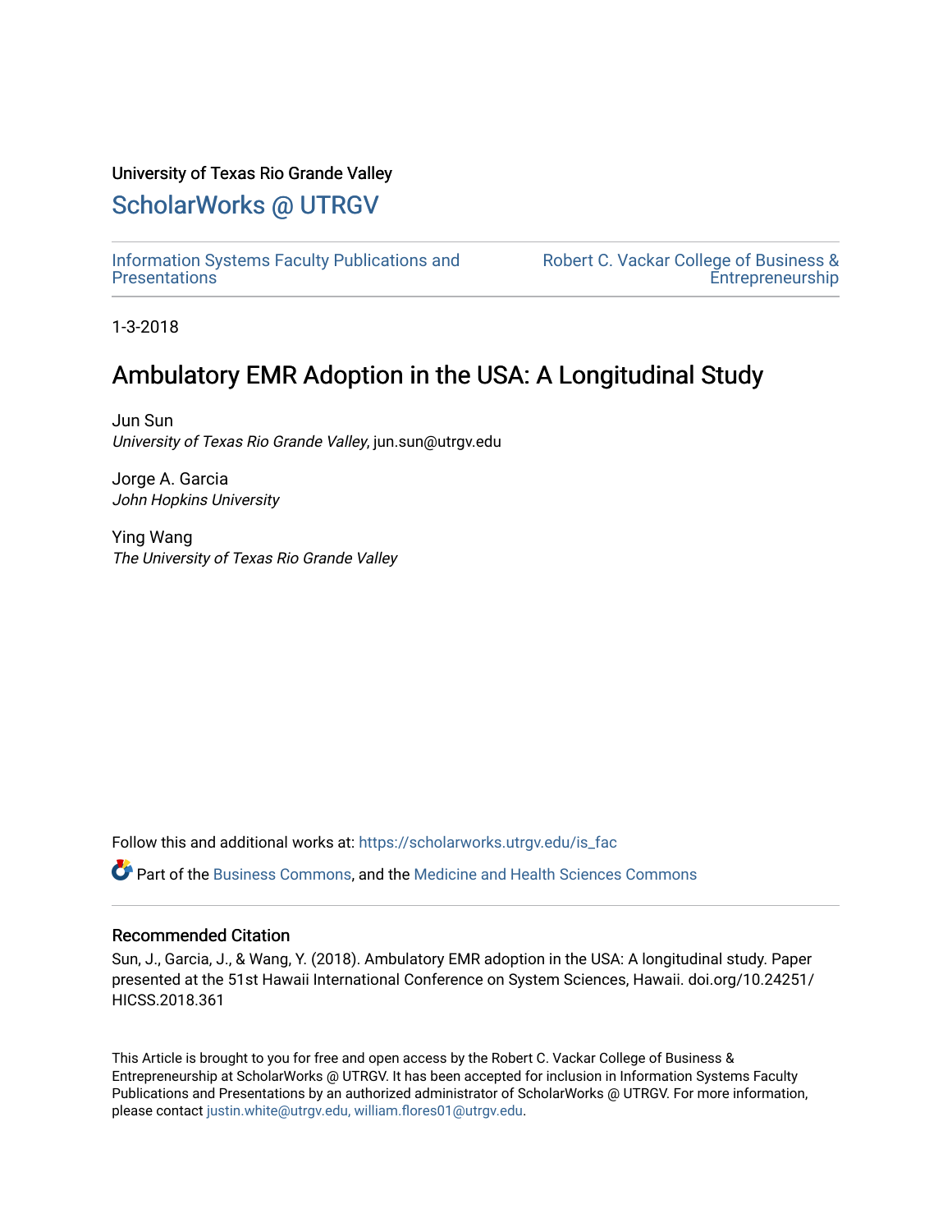University of Texas Rio Grande Valley

# ScholarWorks @ UTRGV

Information Systems Faculty Publications and Presentations

Robert C. Vackar College of Business & Entrepreneurship

1-3-2018

# Ambulatory EMR Adoption in the USA: A Longitudinal Study

Jun Sun
*University of Texas Rio Grande Valley*, jun.sun@utrgv.edu

Jorge A. Garcia
*John Hopkins University*

Ying Wang
*The University of Texas Rio Grande Valley*

Follow this and additional works at: https://scholarworks.utrgv.edu/is_fac

Part of the Business Commons, and the Medicine and Health Sciences Commons

## Recommended Citation

Sun, J., Garcia, J., & Wang, Y. (2018). Ambulatory EMR adoption in the USA: A longitudinal study. Paper presented at the 51st Hawaii International Conference on System Sciences, Hawaii. doi.org/10.24251/HICSS.2018.361

This Article is brought to you for free and open access by the Robert C. Vackar College of Business & Entrepreneurship at ScholarWorks @ UTRGV. It has been accepted for inclusion in Information Systems Faculty Publications and Presentations by an authorized administrator of ScholarWorks @ UTRGV. For more information, please contact justin.white@utrgv.edu, william.flores01@utrgv.edu.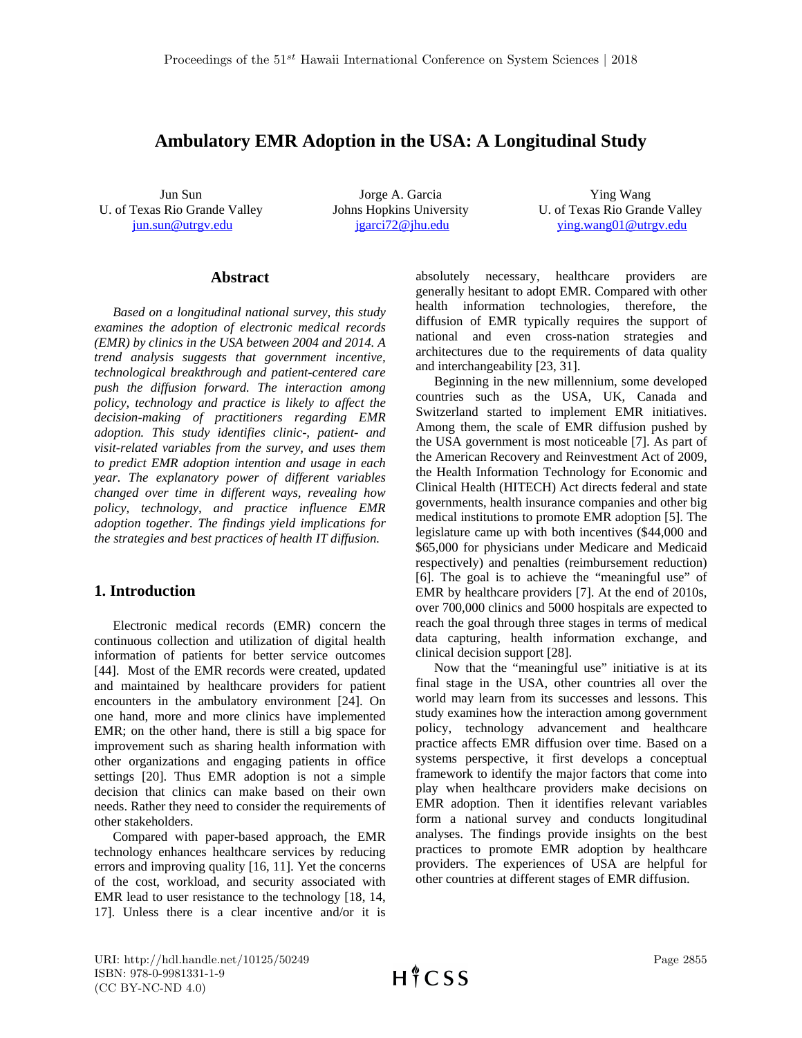# Ambulatory EMR Adoption in the USA: A Longitudinal Study

Jun Sun
U. of Texas Rio Grande Valley
jun.sun@utrgv.edu

Jorge A. Garcia
Johns Hopkins University
jgarci72@jhu.edu

Ying Wang
U. of Texas Rio Grande Valley
ying.wang01@utrgv.edu

## Abstract

*Based on a longitudinal national survey, this study examines the adoption of electronic medical records (EMR) by clinics in the USA between 2004 and 2014. A trend analysis suggests that government incentive, technological breakthrough and patient-centered care push the diffusion forward. The interaction among policy, technology and practice is likely to affect the decision-making of practitioners regarding EMR adoption. This study identifies clinic-, patient- and visit-related variables from the survey, and uses them to predict EMR adoption intention and usage in each year. The explanatory power of different variables changed over time in different ways, revealing how policy, technology, and practice influence EMR adoption together. The findings yield implications for the strategies and best practices of health IT diffusion.*

## 1. Introduction

Electronic medical records (EMR) concern the continuous collection and utilization of digital health information of patients for better service outcomes [44]. Most of the EMR records were created, updated and maintained by healthcare providers for patient encounters in the ambulatory environment [24]. On one hand, more and more clinics have implemented EMR; on the other hand, there is still a big space for improvement such as sharing health information with other organizations and engaging patients in office settings [20]. Thus EMR adoption is not a simple decision that clinics can make based on their own needs. Rather they need to consider the requirements of other stakeholders.

Compared with paper-based approach, the EMR technology enhances healthcare services by reducing errors and improving quality [16, 11]. Yet the concerns of the cost, workload, and security associated with EMR lead to user resistance to the technology [18, 14, 17]. Unless there is a clear incentive and/or it is absolutely necessary, healthcare providers are generally hesitant to adopt EMR. Compared with other health information technologies, therefore, the diffusion of EMR typically requires the support of national and even cross-nation strategies and architectures due to the requirements of data quality and interchangeability [23, 31].

Beginning in the new millennium, some developed countries such as the USA, UK, Canada and Switzerland started to implement EMR initiatives. Among them, the scale of EMR diffusion pushed by the USA government is most noticeable [7]. As part of the American Recovery and Reinvestment Act of 2009, the Health Information Technology for Economic and Clinical Health (HITECH) Act directs federal and state governments, health insurance companies and other big medical institutions to promote EMR adoption [5]. The legislature came up with both incentives ($44,000 and $65,000 for physicians under Medicare and Medicaid respectively) and penalties (reimbursement reduction) [6]. The goal is to achieve the "meaningful use" of EMR by healthcare providers [7]. At the end of 2010s, over 700,000 clinics and 5000 hospitals are expected to reach the goal through three stages in terms of medical data capturing, health information exchange, and clinical decision support [28].

Now that the "meaningful use" initiative is at its final stage in the USA, other countries all over the world may learn from its successes and lessons. This study examines how the interaction among government policy, technology advancement and healthcare practice affects EMR diffusion over time. Based on a systems perspective, it first develops a conceptual framework to identify the major factors that come into play when healthcare providers make decisions on EMR adoption. Then it identifies relevant variables form a national survey and conducts longitudinal analyses. The findings provide insights on the best practices to promote EMR adoption by healthcare providers. The experiences of USA are helpful for other countries at different stages of EMR diffusion.

URI: http://hdl.handle.net/10125/50249
ISBN: 978-0-9981331-1-9
(CC BY-NC-ND 4.0)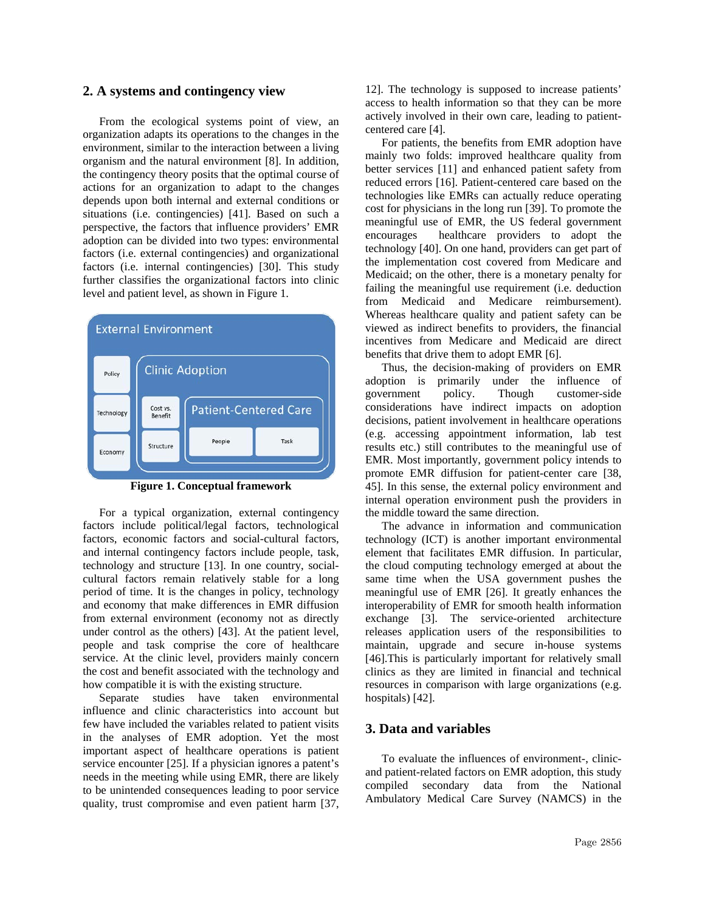## 2. A systems and contingency view

From the ecological systems point of view, an organization adapts its operations to the changes in the environment, similar to the interaction between a living organism and the natural environment [8]. In addition, the contingency theory posits that the optimal course of actions for an organization to adapt to the changes depends upon both internal and external conditions or situations (i.e. contingencies) [41]. Based on such a perspective, the factors that influence providers' EMR adoption can be divided into two types: environmental factors (i.e. external contingencies) and organizational factors (i.e. internal contingencies) [30]. This study further classifies the organizational factors into clinic level and patient level, as shown in Figure 1.

External Environment

Policy | Technology | Economy

Clinic Adoption

Cost vs. Benefit | Structure

Patient-Centered Care

People | Task

**Figure 1. Conceptual framework**

For a typical organization, external contingency factors include political/legal factors, technological factors, economic factors and social-cultural factors, and internal contingency factors include people, task, technology and structure [13]. In one country, social-cultural factors remain relatively stable for a long period of time. It is the changes in policy, technology and economy that make differences in EMR diffusion from external environment (economy not as directly under control as the others) [43]. At the patient level, people and task comprise the core of healthcare service. At the clinic level, providers mainly concern the cost and benefit associated with the technology and how compatible it is with the existing structure.

Separate studies have taken environmental influence and clinic characteristics into account but few have included the variables related to patient visits in the analyses of EMR adoption. Yet the most important aspect of healthcare operations is patient service encounter [25]. If a physician ignores a patent's needs in the meeting while using EMR, there are likely to be unintended consequences leading to poor service quality, trust compromise and even patient harm [37, 12]. The technology is supposed to increase patients' access to health information so that they can be more actively involved in their own care, leading to patient-centered care [4].

For patients, the benefits from EMR adoption have mainly two folds: improved healthcare quality from better services [11] and enhanced patient safety from reduced errors [16]. Patient-centered care based on the technologies like EMRs can actually reduce operating cost for physicians in the long run [39]. To promote the meaningful use of EMR, the US federal government encourages healthcare providers to adopt the technology [40]. On one hand, providers can get part of the implementation cost covered from Medicare and Medicaid; on the other, there is a monetary penalty for failing the meaningful use requirement (i.e. deduction from Medicaid and Medicare reimbursement). Whereas healthcare quality and patient safety can be viewed as indirect benefits to providers, the financial incentives from Medicare and Medicaid are direct benefits that drive them to adopt EMR [6].

Thus, the decision-making of providers on EMR adoption is primarily under the influence of government policy. Though customer-side considerations have indirect impacts on adoption decisions, patient involvement in healthcare operations (e.g. accessing appointment information, lab test results etc.) still contributes to the meaningful use of EMR. Most importantly, government policy intends to promote EMR diffusion for patient-center care [38, 45]. In this sense, the external policy environment and internal operation environment push the providers in the middle toward the same direction.

The advance in information and communication technology (ICT) is another important environmental element that facilitates EMR diffusion. In particular, the cloud computing technology emerged at about the same time when the USA government pushes the meaningful use of EMR [26]. It greatly enhances the interoperability of EMR for smooth health information exchange [3]. The service-oriented architecture releases application users of the responsibilities to maintain, upgrade and secure in-house systems [46].This is particularly important for relatively small clinics as they are limited in financial and technical resources in comparison with large organizations (e.g. hospitals) [42].

## 3. Data and variables

To evaluate the influences of environment-, clinic- and patient-related factors on EMR adoption, this study compiled secondary data from the National Ambulatory Medical Care Survey (NAMCS) in the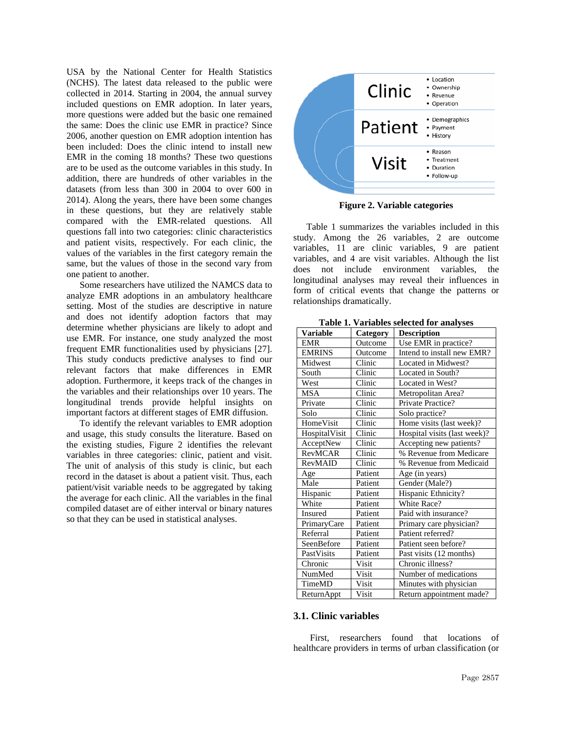USA by the National Center for Health Statistics (NCHS). The latest data released to the public were collected in 2014. Starting in 2004, the annual survey included questions on EMR adoption. In later years, more questions were added but the basic one remained the same: Does the clinic use EMR in practice? Since 2006, another question on EMR adoption intention has been included: Does the clinic intend to install new EMR in the coming 18 months? These two questions are to be used as the outcome variables in this study. In addition, there are hundreds of other variables in the datasets (from less than 300 in 2004 to over 600 in 2014). Along the years, there have been some changes in these questions, but they are relatively stable compared with the EMR-related questions. All questions fall into two categories: clinic characteristics and patient visits, respectively. For each clinic, the values of the variables in the first category remain the same, but the values of those in the second vary from one patient to another.

Some researchers have utilized the NAMCS data to analyze EMR adoptions in an ambulatory healthcare setting. Most of the studies are descriptive in nature and does not identify adoption factors that may determine whether physicians are likely to adopt and use EMR. For instance, one study analyzed the most frequent EMR functionalities used by physicians [27]. This study conducts predictive analyses to find our relevant factors that make differences in EMR adoption. Furthermore, it keeps track of the changes in the variables and their relationships over 10 years. The longitudinal trends provide helpful insights on important factors at different stages of EMR diffusion.

To identify the relevant variables to EMR adoption and usage, this study consults the literature. Based on the existing studies, Figure 2 identifies the relevant variables in three categories: clinic, patient and visit. The unit of analysis of this study is clinic, but each record in the dataset is about a patient visit. Thus, each patient/visit variable needs to be aggregated by taking the average for each clinic. All the variables in the final compiled dataset are of either interval or binary natures so that they can be used in statistical analyses.

| | |
|---|---|
| Clinic | • Location<br>• Ownership<br>• Revenue<br>• Operation |
| Patient | • Demographics<br>• Payment<br>• History |
| Visit | • Reason<br>• Treatment<br>• Duration<br>• Follow-up |

**Figure 2. Variable categories**

Table 1 summarizes the variables included in this study. Among the 26 variables, 2 are outcome variables, 11 are clinic variables, 9 are patient variables, and 4 are visit variables. Although the list does not include environment variables, the longitudinal analyses may reveal their influences in form of critical events that change the patterns or relationships dramatically.

**Table 1. Variables selected for analyses**

| Variable | Category | Description |
|---|---|---|
| EMR | Outcome | Use EMR in practice? |
| EMRINS | Outcome | Intend to install new EMR? |
| Midwest | Clinic | Located in Midwest? |
| South | Clinic | Located in South? |
| West | Clinic | Located in West? |
| MSA | Clinic | Metropolitan Area? |
| Private | Clinic | Private Practice? |
| Solo | Clinic | Solo practice? |
| HomeVisit | Clinic | Home visits (last week)? |
| HospitalVisit | Clinic | Hospital visits (last week)? |
| AcceptNew | Clinic | Accepting new patients? |
| RevMCAR | Clinic | % Revenue from Medicare |
| RevMAID | Clinic | % Revenue from Medicaid |
| Age | Patient | Age (in years) |
| Male | Patient | Gender (Male?) |
| Hispanic | Patient | Hispanic Ethnicity? |
| White | Patient | White Race? |
| Insured | Patient | Paid with insurance? |
| PrimaryCare | Patient | Primary care physician? |
| Referral | Patient | Patient referred? |
| SeenBefore | Patient | Patient seen before? |
| PastVisits | Patient | Past visits (12 months) |
| Chronic | Visit | Chronic illness? |
| NumMed | Visit | Number of medications |
| TimeMD | Visit | Minutes with physician |
| ReturnAppt | Visit | Return appointment made? |

### 3.1. Clinic variables

First, researchers found that locations of healthcare providers in terms of urban classification (or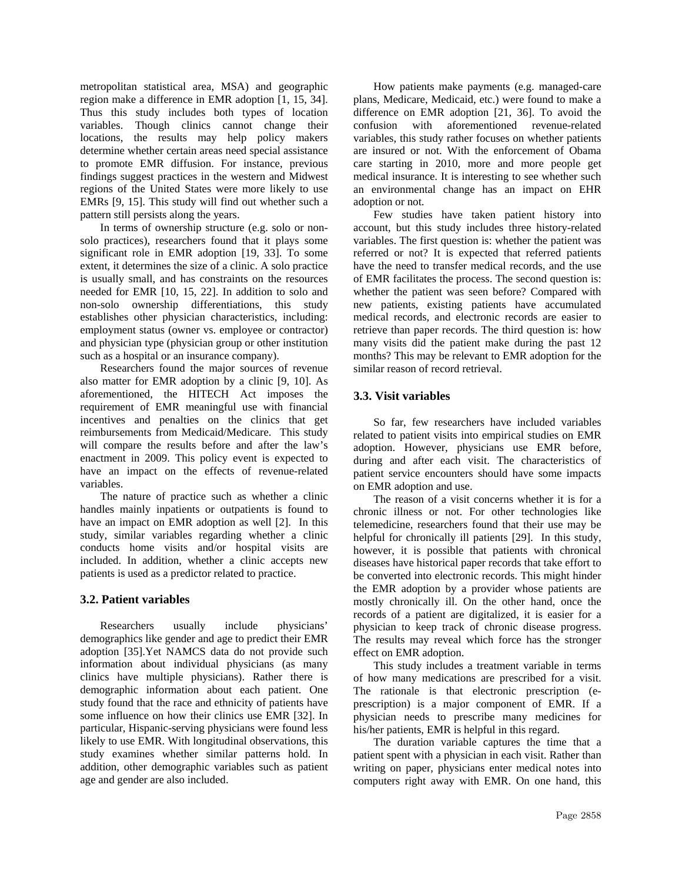metropolitan statistical area, MSA) and geographic region make a difference in EMR adoption [1, 15, 34]. Thus this study includes both types of location variables. Though clinics cannot change their locations, the results may help policy makers determine whether certain areas need special assistance to promote EMR diffusion. For instance, previous findings suggest practices in the western and Midwest regions of the United States were more likely to use EMRs [9, 15]. This study will find out whether such a pattern still persists along the years.

In terms of ownership structure (e.g. solo or non-solo practices), researchers found that it plays some significant role in EMR adoption [19, 33]. To some extent, it determines the size of a clinic. A solo practice is usually small, and has constraints on the resources needed for EMR [10, 15, 22]. In addition to solo and non-solo ownership differentiations, this study establishes other physician characteristics, including: employment status (owner vs. employee or contractor) and physician type (physician group or other institution such as a hospital or an insurance company).

Researchers found the major sources of revenue also matter for EMR adoption by a clinic [9, 10]. As aforementioned, the HITECH Act imposes the requirement of EMR meaningful use with financial incentives and penalties on the clinics that get reimbursements from Medicaid/Medicare. This study will compare the results before and after the law's enactment in 2009. This policy event is expected to have an impact on the effects of revenue-related variables.

The nature of practice such as whether a clinic handles mainly inpatients or outpatients is found to have an impact on EMR adoption as well [2]. In this study, similar variables regarding whether a clinic conducts home visits and/or hospital visits are included. In addition, whether a clinic accepts new patients is used as a predictor related to practice.

### 3.2. Patient variables

Researchers usually include physicians' demographics like gender and age to predict their EMR adoption [35].Yet NAMCS data do not provide such information about individual physicians (as many clinics have multiple physicians). Rather there is demographic information about each patient. One study found that the race and ethnicity of patients have some influence on how their clinics use EMR [32]. In particular, Hispanic-serving physicians were found less likely to use EMR. With longitudinal observations, this study examines whether similar patterns hold. In addition, other demographic variables such as patient age and gender are also included.

How patients make payments (e.g. managed-care plans, Medicare, Medicaid, etc.) were found to make a difference on EMR adoption [21, 36]. To avoid the confusion with aforementioned revenue-related variables, this study rather focuses on whether patients are insured or not. With the enforcement of Obama care starting in 2010, more and more people get medical insurance. It is interesting to see whether such an environmental change has an impact on EHR adoption or not.

Few studies have taken patient history into account, but this study includes three history-related variables. The first question is: whether the patient was referred or not? It is expected that referred patients have the need to transfer medical records, and the use of EMR facilitates the process. The second question is: whether the patient was seen before? Compared with new patients, existing patients have accumulated medical records, and electronic records are easier to retrieve than paper records. The third question is: how many visits did the patient make during the past 12 months? This may be relevant to EMR adoption for the similar reason of record retrieval.

### 3.3. Visit variables

So far, few researchers have included variables related to patient visits into empirical studies on EMR adoption. However, physicians use EMR before, during and after each visit. The characteristics of patient service encounters should have some impacts on EMR adoption and use.

The reason of a visit concerns whether it is for a chronic illness or not. For other technologies like telemedicine, researchers found that their use may be helpful for chronically ill patients [29]. In this study, however, it is possible that patients with chronical diseases have historical paper records that take effort to be converted into electronic records. This might hinder the EMR adoption by a provider whose patients are mostly chronically ill. On the other hand, once the records of a patient are digitalized, it is easier for a physician to keep track of chronic disease progress. The results may reveal which force has the stronger effect on EMR adoption.

This study includes a treatment variable in terms of how many medications are prescribed for a visit. The rationale is that electronic prescription (e-prescription) is a major component of EMR. If a physician needs to prescribe many medicines for his/her patients, EMR is helpful in this regard.

The duration variable captures the time that a patient spent with a physician in each visit. Rather than writing on paper, physicians enter medical notes into computers right away with EMR. On one hand, this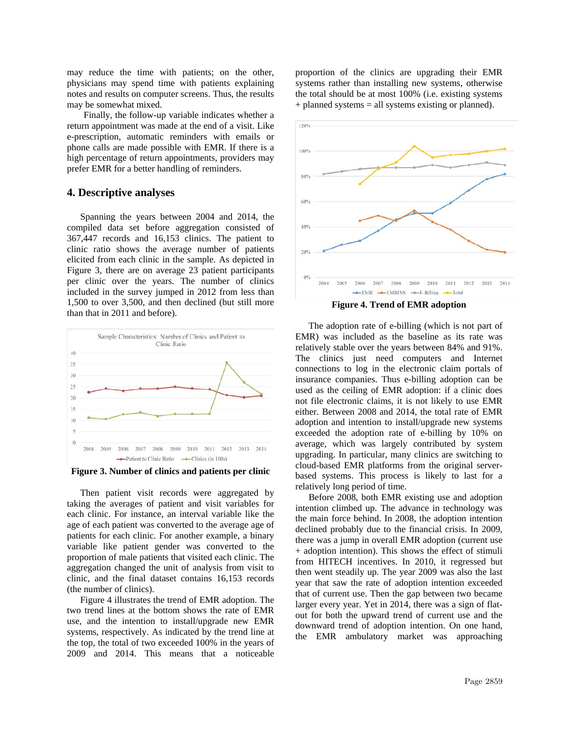may reduce the time with patients; on the other, physicians may spend time with patients explaining notes and results on computer screens. Thus, the results may be somewhat mixed.

Finally, the follow-up variable indicates whether a return appointment was made at the end of a visit. Like e-prescription, automatic reminders with emails or phone calls are made possible with EMR. If there is a high percentage of return appointments, providers may prefer EMR for a better handling of reminders.

## 4. Descriptive analyses

Spanning the years between 2004 and 2014, the compiled data set before aggregation consisted of 367,447 records and 16,153 clinics. The patient to clinic ratio shows the average number of patients elicited from each clinic in the sample. As depicted in Figure 3, there are on average 23 patient participants per clinic over the years. The number of clinics included in the survey jumped in 2012 from less than 1,500 to over 3,500, and then declined (but still more than that in 2011 and before).

**Figure 3. Number of clinics and patients per clinic**

Then patient visit records were aggregated by taking the averages of patient and visit variables for each clinic. For instance, an interval variable like the age of each patient was converted to the average age of patients for each clinic. For another example, a binary variable like patient gender was converted to the proportion of male patients that visited each clinic. The aggregation changed the unit of analysis from visit to clinic, and the final dataset contains 16,153 records (the number of clinics).

Figure 4 illustrates the trend of EMR adoption. The two trend lines at the bottom shows the rate of EMR use, and the intention to install/upgrade new EMR systems, respectively. As indicated by the trend line at the top, the total of two exceeded 100% in the years of 2009 and 2014. This means that a noticeable proportion of the clinics are upgrading their EMR systems rather than installing new systems, otherwise the total should be at most 100% (i.e. existing systems + planned systems = all systems existing or planned).

**Figure 4. Trend of EMR adoption**

The adoption rate of e-billing (which is not part of EMR) was included as the baseline as its rate was relatively stable over the years between 84% and 91%. The clinics just need computers and Internet connections to log in the electronic claim portals of insurance companies. Thus e-billing adoption can be used as the ceiling of EMR adoption: if a clinic does not file electronic claims, it is not likely to use EMR either. Between 2008 and 2014, the total rate of EMR adoption and intention to install/upgrade new systems exceeded the adoption rate of e-billing by 10% on average, which was largely contributed by system upgrading. In particular, many clinics are switching to cloud-based EMR platforms from the original server-based systems. This process is likely to last for a relatively long period of time.

Before 2008, both EMR existing use and adoption intention climbed up. The advance in technology was the main force behind. In 2008, the adoption intention declined probably due to the financial crisis. In 2009, there was a jump in overall EMR adoption (current use + adoption intention). This shows the effect of stimuli from HITECH incentives. In 2010, it regressed but then went steadily up. The year 2009 was also the last year that saw the rate of adoption intention exceeded that of current use. Then the gap between two became larger every year. Yet in 2014, there was a sign of flat-out for both the upward trend of current use and the downward trend of adoption intention. On one hand, the EMR ambulatory market was approaching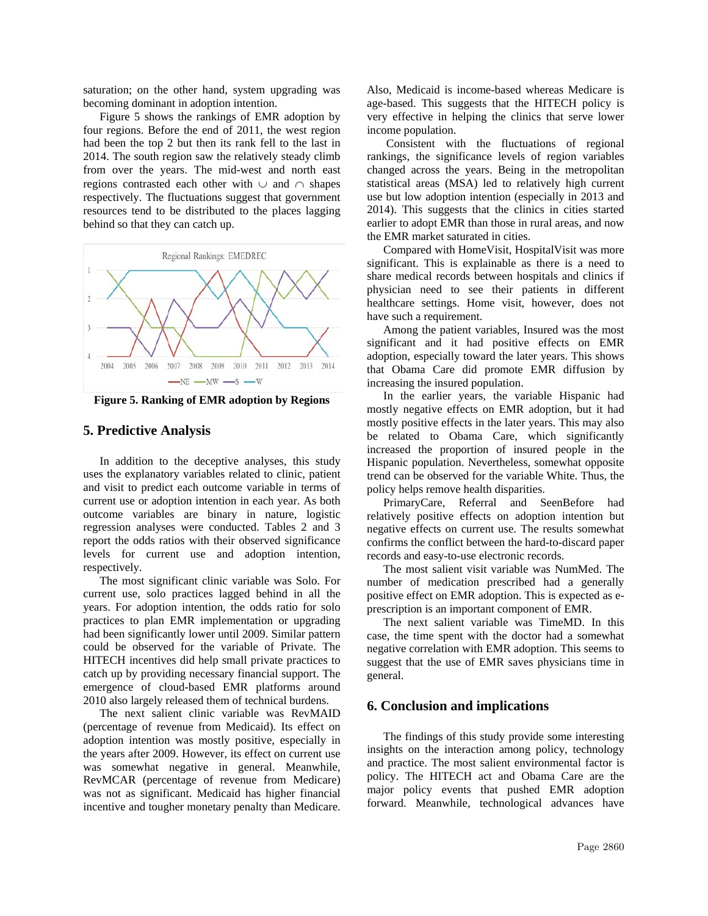saturation; on the other hand, system upgrading was becoming dominant in adoption intention.

Figure 5 shows the rankings of EMR adoption by four regions. Before the end of 2011, the west region had been the top 2 but then its rank fell to the last in 2014. The south region saw the relatively steady climb from over the years. The mid-west and north east regions contrasted each other with ∪ and ∩ shapes respectively. The fluctuations suggest that government resources tend to be distributed to the places lagging behind so that they can catch up.

**Figure 5. Ranking of EMR adoption by Regions**

## 5. Predictive Analysis

In addition to the deceptive analyses, this study uses the explanatory variables related to clinic, patient and visit to predict each outcome variable in terms of current use or adoption intention in each year. As both outcome variables are binary in nature, logistic regression analyses were conducted. Tables 2 and 3 report the odds ratios with their observed significance levels for current use and adoption intention, respectively.

The most significant clinic variable was Solo. For current use, solo practices lagged behind in all the years. For adoption intention, the odds ratio for solo practices to plan EMR implementation or upgrading had been significantly lower until 2009. Similar pattern could be observed for the variable of Private. The HITECH incentives did help small private practices to catch up by providing necessary financial support. The emergence of cloud-based EMR platforms around 2010 also largely released them of technical burdens.

The next salient clinic variable was RevMAID (percentage of revenue from Medicaid). Its effect on adoption intention was mostly positive, especially in the years after 2009. However, its effect on current use was somewhat negative in general. Meanwhile, RevMCAR (percentage of revenue from Medicare) was not as significant. Medicaid has higher financial incentive and tougher monetary penalty than Medicare. Also, Medicaid is income-based whereas Medicare is age-based. This suggests that the HITECH policy is very effective in helping the clinics that serve lower income population.

Consistent with the fluctuations of regional rankings, the significance levels of region variables changed across the years. Being in the metropolitan statistical areas (MSA) led to relatively high current use but low adoption intention (especially in 2013 and 2014). This suggests that the clinics in cities started earlier to adopt EMR than those in rural areas, and now the EMR market saturated in cities.

Compared with HomeVisit, HospitalVisit was more significant. This is explainable as there is a need to share medical records between hospitals and clinics if physician need to see their patients in different healthcare settings. Home visit, however, does not have such a requirement.

Among the patient variables, Insured was the most significant and it had positive effects on EMR adoption, especially toward the later years. This shows that Obama Care did promote EMR diffusion by increasing the insured population.

In the earlier years, the variable Hispanic had mostly negative effects on EMR adoption, but it had mostly positive effects in the later years. This may also be related to Obama Care, which significantly increased the proportion of insured people in the Hispanic population. Nevertheless, somewhat opposite trend can be observed for the variable White. Thus, the policy helps remove health disparities.

PrimaryCare, Referral and SeenBefore had relatively positive effects on adoption intention but negative effects on current use. The results somewhat confirms the conflict between the hard-to-discard paper records and easy-to-use electronic records.

The most salient visit variable was NumMed. The number of medication prescribed had a generally positive effect on EMR adoption. This is expected as e-prescription is an important component of EMR.

The next salient variable was TimeMD. In this case, the time spent with the doctor had a somewhat negative correlation with EMR adoption. This seems to suggest that the use of EMR saves physicians time in general.

## 6. Conclusion and implications

The findings of this study provide some interesting insights on the interaction among policy, technology and practice. The most salient environmental factor is policy. The HITECH act and Obama Care are the major policy events that pushed EMR adoption forward. Meanwhile, technological advances have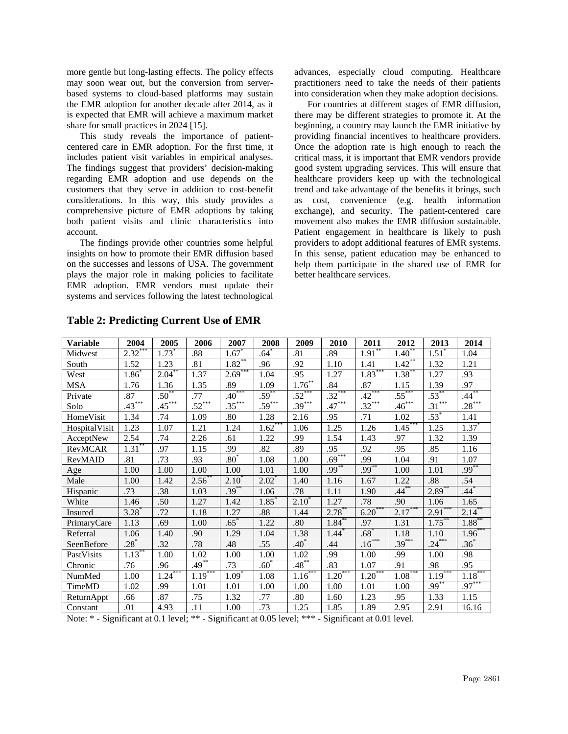more gentle but long-lasting effects. The policy effects may soon wear out, but the conversion from server-based systems to cloud-based platforms may sustain the EMR adoption for another decade after 2014, as it is expected that EMR will achieve a maximum market share for small practices in 2024 [15].

This study reveals the importance of patient-centered care in EMR adoption. For the first time, it includes patient visit variables in empirical analyses. The findings suggest that providers' decision-making regarding EMR adoption and use depends on the customers that they serve in addition to cost-benefit considerations. In this way, this study provides a comprehensive picture of EMR adoptions by taking both patient visits and clinic characteristics into account.

The findings provide other countries some helpful insights on how to promote their EMR diffusion based on the successes and lessons of USA. The government plays the major role in making policies to facilitate EMR adoption. EMR vendors must update their systems and services following the latest technological advances, especially cloud computing. Healthcare practitioners need to take the needs of their patients into consideration when they make adoption decisions.

For countries at different stages of EMR diffusion, there may be different strategies to promote it. At the beginning, a country may launch the EMR initiative by providing financial incentives to healthcare providers. Once the adoption rate is high enough to reach the critical mass, it is important that EMR vendors provide good system upgrading services. This will ensure that healthcare providers keep up with the technological trend and take advantage of the benefits it brings, such as cost, convenience (e.g. health information exchange), and security. The patient-centered care movement also makes the EMR diffusion sustainable. Patient engagement in healthcare is likely to push providers to adopt additional features of EMR systems. In this sense, patient education may be enhanced to help them participate in the shared use of EMR for better healthcare services.

**Table 2: Predicting Current Use of EMR**

| Variable | 2004 | 2005 | 2006 | 2007 | 2008 | 2009 | 2010 | 2011 | 2012 | 2013 | 2014 |
|---|---|---|---|---|---|---|---|---|---|---|---|
| Midwest | 2.32*** | 1.73* | .88 | 1.67* | .64* | .81 | .89 | 1.91** | 1.40** | 1.51* | 1.04 |
| South | 1.52 | 1.23 | .81 | 1.82** | .96 | .92 | 1.10 | 1.41 | 1.42** | 1.32 | 1.21 |
| West | 1.86* | 2.04** | 1.37 | 2.69*** | 1.04 | .95 | 1.27 | 1.83*** | 1.38** | 1.27 | .93 |
| MSA | 1.76 | 1.36 | 1.35 | .89 | 1.09 | 1.76** | .84 | .87 | 1.15 | 1.39 | .97 |
| Private | .87 | .50** | .77 | .40*** | .59** | .52*** | .32*** | .42*** | .55*** | .53** | .44** |
| Solo | .43*** | .45*** | .52*** | .35*** | .59*** | .39*** | .47*** | .32*** | .46*** | .31*** | .28*** |
| HomeVisit | 1.34 | .74 | 1.09 | .80 | 1.28 | 2.16 | .95 | .71 | 1.02 | .53* | 1.41 |
| HospitalVisit | 1.23 | 1.07 | 1.21 | 1.24 | 1.62*** | 1.06 | 1.25 | 1.26 | 1.45*** | 1.25 | 1.37* |
| AcceptNew | 2.54 | .74 | 2.26 | .61 | 1.22 | .99 | 1.54 | 1.43 | .97 | 1.32 | 1.39 |
| RevMCAR | 1.31** | .97 | 1.15 | .99 | .82 | .89 | .95 | .92 | .95 | .85 | 1.16 |
| RevMAID | .81 | .73 | .93 | .80* | 1.08 | 1.00 | .69*** | .99 | 1.04 | .91 | 1.07 |
| Age | 1.00 | 1.00 | 1.00 | 1.00 | 1.01 | 1.00 | .99** | .99** | 1.00 | 1.01 | .99** |
| Male | 1.00 | 1.42 | 2.56** | 2.10* | 2.02* | 1.40 | 1.16 | 1.67 | 1.22 | .88 | .54 |
| Hispanic | .73 | .38 | 1.03 | .39** | 1.06 | .78 | 1.11 | 1.90 | .44** | 2.89** | .44* |
| White | 1.46 | .50 | 1.27 | 1.42 | 1.85* | 2.10* | 1.27 | .78 | .90 | 1.06 | 1.65 |
| Insured | 3.28* | .72 | 1.18 | 1.27 | .88 | 1.44 | 2.78** | 6.20*** | 2.17*** | 2.91*** | 2.14** |
| PrimaryCare | 1.13 | .69 | 1.00 | .65* | 1.22 | .80 | 1.84** | .97 | 1.31 | 1.75** | 1.88** |
| Referral | 1.06 | 1.40 | .90 | 1.29 | 1.04 | 1.38 | 1.44* | .68* | 1.18 | 1.10 | 1.96*** |
| SeenBefore | .28* | .32 | .78 | .48 | .55 | .40* | .44 | .16*** | .39*** | .24*** | .36* |
| PastVisits | 1.13** | 1.00 | 1.02 | 1.00 | 1.00 | 1.02 | .99 | 1.00 | .99 | 1.00 | .98 |
| Chronic | .76 | .96 | .49** | .73 | .60* | .48** | .83 | 1.07 | .91 | .98 | .95 |
| NumMed | 1.00 | 1.24*** | 1.19*** | 1.09* | 1.08 | 1.16*** | 1.20*** | 1.20*** | 1.08*** | 1.19*** | 1.18*** |
| TimeMD | 1.02 | .99 | 1.01 | 1.01 | 1.00 | 1.00 | 1.00 | 1.01 | 1.00 | .99** | .97*** |
| ReturnAppt | .66 | .87 | .75 | 1.32 | .77 | .80 | 1.60 | 1.23 | .95 | 1.33 | 1.15 |
| Constant | .01 | 4.93 | .11 | 1.00 | .73 | 1.25 | 1.85 | 1.89 | 2.95 | 2.91 | 16.16 |

Note: * - Significant at 0.1 level; ** - Significant at 0.05 level; *** - Significant at 0.01 level.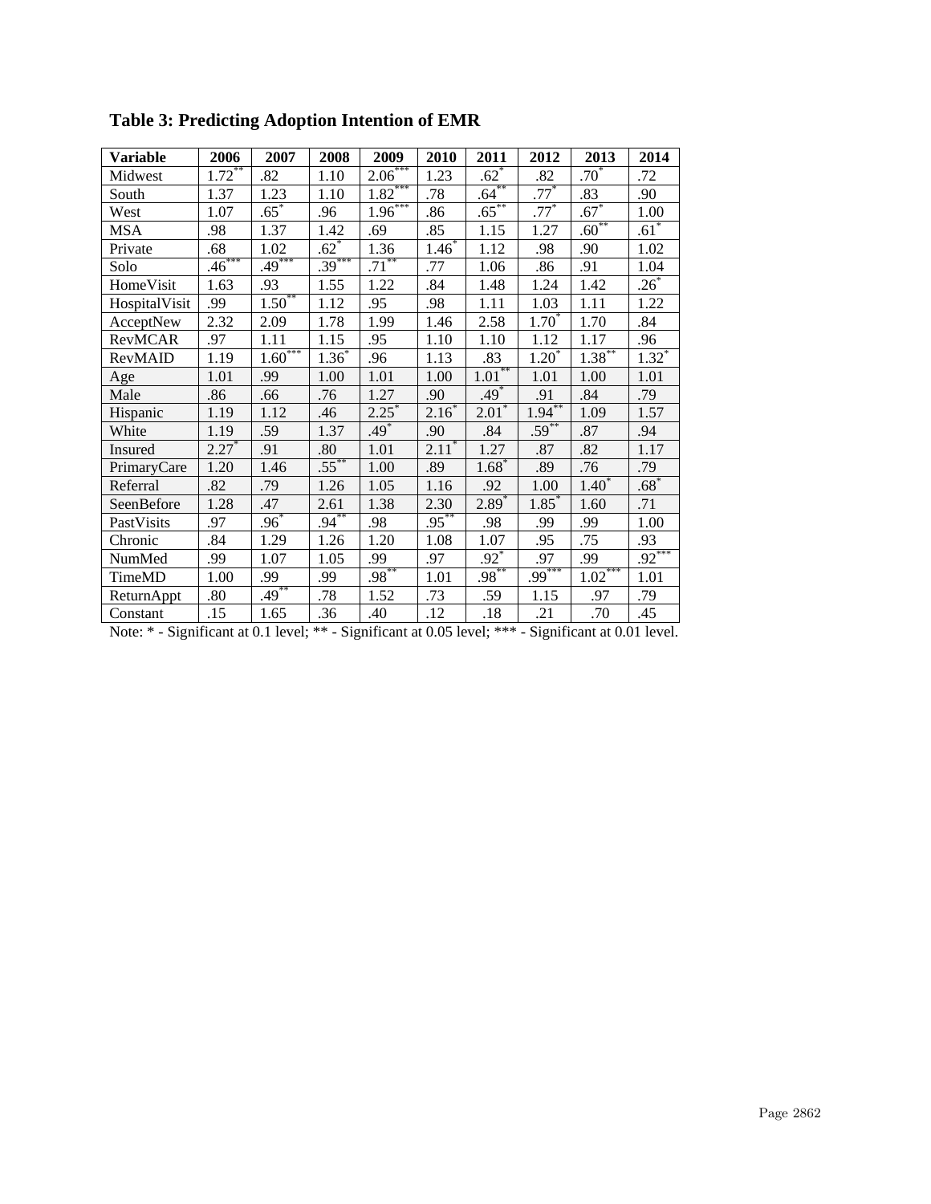**Table 3: Predicting Adoption Intention of EMR**

| Variable | 2006 | 2007 | 2008 | 2009 | 2010 | 2011 | 2012 | 2013 | 2014 |
|---|---|---|---|---|---|---|---|---|---|
| Midwest | 1.72** | .82 | 1.10 | 2.06*** | 1.23 | .62* | .82 | .70* | .72 |
| South | 1.37 | 1.23 | 1.10 | 1.82*** | .78 | .64** | .77* | .83 | .90 |
| West | 1.07 | .65* | .96 | 1.96*** | .86 | .65** | .77* | .67* | 1.00 |
| MSA | .98 | 1.37 | 1.42 | .69 | .85 | 1.15 | 1.27 | .60** | .61* |
| Private | .68 | 1.02 | .62* | 1.36 | 1.46* | 1.12 | .98 | .90 | 1.02 |
| Solo | .46*** | .49*** | .39*** | .71** | .77 | 1.06 | .86 | .91 | 1.04 |
| HomeVisit | 1.63 | .93 | 1.55 | 1.22 | .84 | 1.48 | 1.24 | 1.42 | .26* |
| HospitalVisit | .99 | 1.50** | 1.12 | .95 | .98 | 1.11 | 1.03 | 1.11 | 1.22 |
| AcceptNew | 2.32 | 2.09 | 1.78 | 1.99 | 1.46 | 2.58 | 1.70* | 1.70 | .84 |
| RevMCAR | .97 | 1.11 | 1.15 | .95 | 1.10 | 1.10 | 1.12 | 1.17 | .96 |
| RevMAID | 1.19 | 1.60*** | 1.36* | .96 | 1.13 | .83 | 1.20* | 1.38** | 1.32* |
| Age | 1.01 | .99 | 1.00 | 1.01 | 1.00 | 1.01** | 1.01 | 1.00 | 1.01 |
| Male | .86 | .66 | .76 | 1.27 | .90 | .49* | .91 | .84 | .79 |
| Hispanic | 1.19 | 1.12 | .46 | 2.25* | 2.16* | 2.01* | 1.94** | 1.09 | 1.57 |
| White | 1.19 | .59 | 1.37 | .49* | .90 | .84 | .59** | .87 | .94 |
| Insured | 2.27* | .91 | .80 | 1.01 | 2.11* | 1.27 | .87 | .82 | 1.17 |
| PrimaryCare | 1.20 | 1.46 | .55** | 1.00 | .89 | 1.68* | .89 | .76 | .79 |
| Referral | .82 | .79 | 1.26 | 1.05 | 1.16 | .92 | 1.00 | 1.40* | .68* |
| SeenBefore | 1.28 | .47 | 2.61 | 1.38 | 2.30 | 2.89* | 1.85* | 1.60 | .71 |
| PastVisits | .97 | .96* | .94** | .98 | .95** | .98 | .99 | .99 | 1.00 |
| Chronic | .84 | 1.29 | 1.26 | 1.20 | 1.08 | 1.07 | .95 | .75 | .93 |
| NumMed | .99 | 1.07 | 1.05 | .99 | .97 | .92* | .97 | .99 | .92*** |
| TimeMD | 1.00 | .99 | .99 | .98** | 1.01 | .98** | .99*** | 1.02*** | 1.01 |
| ReturnAppt | .80 | .49** | .78 | 1.52 | .73 | .59 | 1.15 | .97 | .79 |
| Constant | .15 | 1.65 | .36 | .40 | .12 | .18 | .21 | .70 | .45 |

Note: * - Significant at 0.1 level; ** - Significant at 0.05 level; *** - Significant at 0.01 level.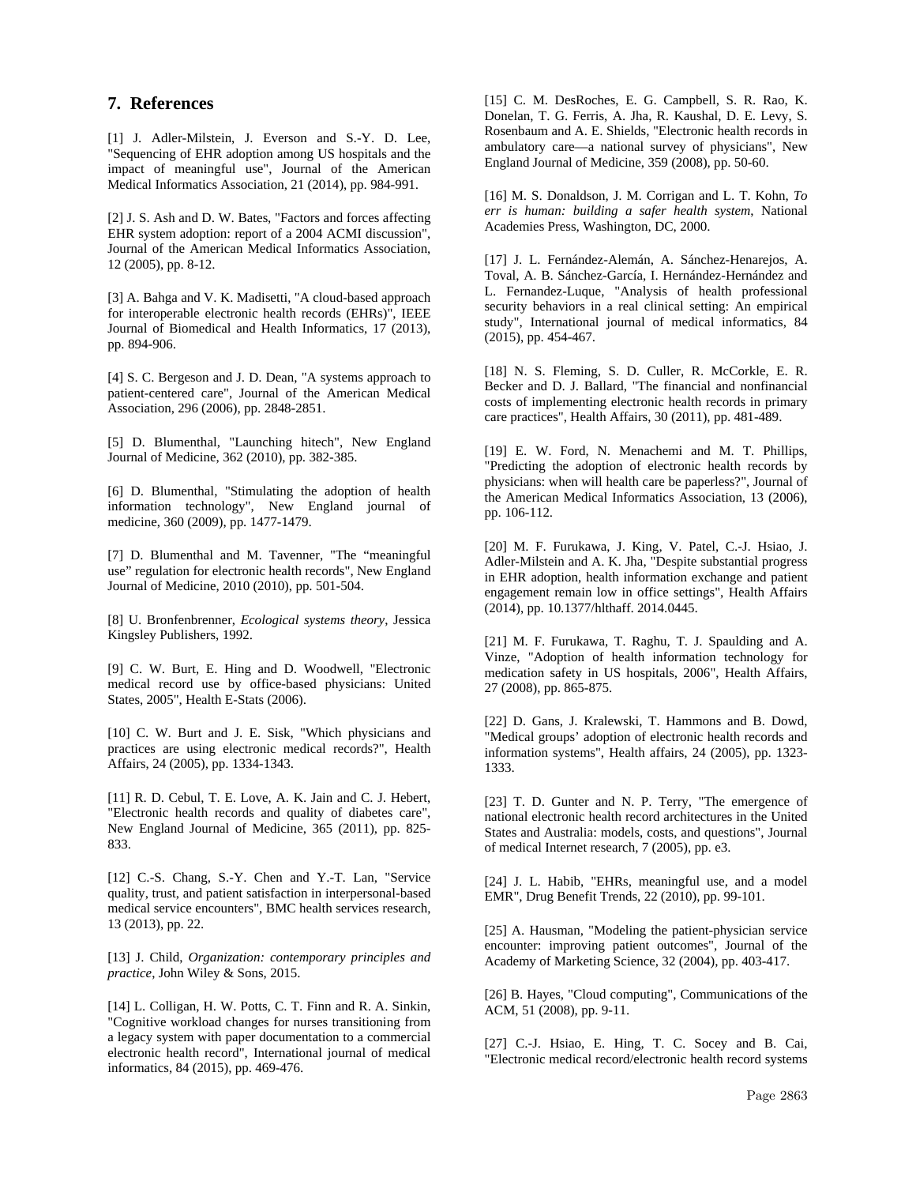## 7. References

[1] J. Adler-Milstein, J. Everson and S.-Y. D. Lee, "Sequencing of EHR adoption among US hospitals and the impact of meaningful use", Journal of the American Medical Informatics Association, 21 (2014), pp. 984-991.

[2] J. S. Ash and D. W. Bates, "Factors and forces affecting EHR system adoption: report of a 2004 ACMI discussion", Journal of the American Medical Informatics Association, 12 (2005), pp. 8-12.

[3] A. Bahga and V. K. Madisetti, "A cloud-based approach for interoperable electronic health records (EHRs)", IEEE Journal of Biomedical and Health Informatics, 17 (2013), pp. 894-906.

[4] S. C. Bergeson and J. D. Dean, "A systems approach to patient-centered care", Journal of the American Medical Association, 296 (2006), pp. 2848-2851.

[5] D. Blumenthal, "Launching hitech", New England Journal of Medicine, 362 (2010), pp. 382-385.

[6] D. Blumenthal, "Stimulating the adoption of health information technology", New England journal of medicine, 360 (2009), pp. 1477-1479.

[7] D. Blumenthal and M. Tavenner, "The "meaningful use" regulation for electronic health records", New England Journal of Medicine, 2010 (2010), pp. 501-504.

[8] U. Bronfenbrenner, *Ecological systems theory*, Jessica Kingsley Publishers, 1992.

[9] C. W. Burt, E. Hing and D. Woodwell, "Electronic medical record use by office-based physicians: United States, 2005", Health E-Stats (2006).

[10] C. W. Burt and J. E. Sisk, "Which physicians and practices are using electronic medical records?", Health Affairs, 24 (2005), pp. 1334-1343.

[11] R. D. Cebul, T. E. Love, A. K. Jain and C. J. Hebert, "Electronic health records and quality of diabetes care", New England Journal of Medicine, 365 (2011), pp. 825-833.

[12] C.-S. Chang, S.-Y. Chen and Y.-T. Lan, "Service quality, trust, and patient satisfaction in interpersonal-based medical service encounters", BMC health services research, 13 (2013), pp. 22.

[13] J. Child, *Organization: contemporary principles and practice*, John Wiley & Sons, 2015.

[14] L. Colligan, H. W. Potts, C. T. Finn and R. A. Sinkin, "Cognitive workload changes for nurses transitioning from a legacy system with paper documentation to a commercial electronic health record", International journal of medical informatics, 84 (2015), pp. 469-476.

[15] C. M. DesRoches, E. G. Campbell, S. R. Rao, K. Donelan, T. G. Ferris, A. Jha, R. Kaushal, D. E. Levy, S. Rosenbaum and A. E. Shields, "Electronic health records in ambulatory care—a national survey of physicians", New England Journal of Medicine, 359 (2008), pp. 50-60.

[16] M. S. Donaldson, J. M. Corrigan and L. T. Kohn, *To err is human: building a safer health system*, National Academies Press, Washington, DC, 2000.

[17] J. L. Fernández-Alemán, A. Sánchez-Henarejos, A. Toval, A. B. Sánchez-García, I. Hernández-Hernández and L. Fernandez-Luque, "Analysis of health professional security behaviors in a real clinical setting: An empirical study", International journal of medical informatics, 84 (2015), pp. 454-467.

[18] N. S. Fleming, S. D. Culler, R. McCorkle, E. R. Becker and D. J. Ballard, "The financial and nonfinancial costs of implementing electronic health records in primary care practices", Health Affairs, 30 (2011), pp. 481-489.

[19] E. W. Ford, N. Menachemi and M. T. Phillips, "Predicting the adoption of electronic health records by physicians: when will health care be paperless?", Journal of the American Medical Informatics Association, 13 (2006), pp. 106-112.

[20] M. F. Furukawa, J. King, V. Patel, C.-J. Hsiao, J. Adler-Milstein and A. K. Jha, "Despite substantial progress in EHR adoption, health information exchange and patient engagement remain low in office settings", Health Affairs (2014), pp. 10.1377/hlthaff. 2014.0445.

[21] M. F. Furukawa, T. Raghu, T. J. Spaulding and A. Vinze, "Adoption of health information technology for medication safety in US hospitals, 2006", Health Affairs, 27 (2008), pp. 865-875.

[22] D. Gans, J. Kralewski, T. Hammons and B. Dowd, "Medical groups' adoption of electronic health records and information systems", Health affairs, 24 (2005), pp. 1323-1333.

[23] T. D. Gunter and N. P. Terry, "The emergence of national electronic health record architectures in the United States and Australia: models, costs, and questions", Journal of medical Internet research, 7 (2005), pp. e3.

[24] J. L. Habib, "EHRs, meaningful use, and a model EMR", Drug Benefit Trends, 22 (2010), pp. 99-101.

[25] A. Hausman, "Modeling the patient-physician service encounter: improving patient outcomes", Journal of the Academy of Marketing Science, 32 (2004), pp. 403-417.

[26] B. Hayes, "Cloud computing", Communications of the ACM, 51 (2008), pp. 9-11.

[27] C.-J. Hsiao, E. Hing, T. C. Socey and B. Cai, "Electronic medical record/electronic health record systems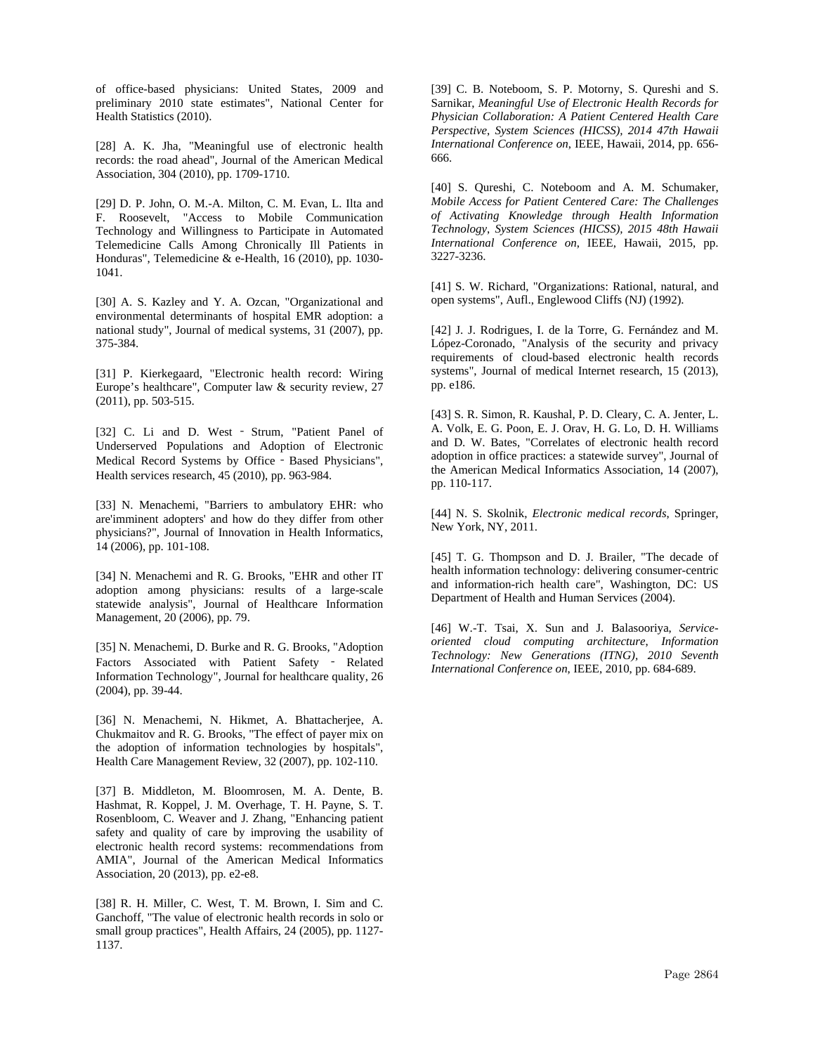of office-based physicians: United States, 2009 and preliminary 2010 state estimates", National Center for Health Statistics (2010).

[28] A. K. Jha, "Meaningful use of electronic health records: the road ahead", Journal of the American Medical Association, 304 (2010), pp. 1709-1710.

[29] D. P. John, O. M.-A. Milton, C. M. Evan, L. Ilta and F. Roosevelt, "Access to Mobile Communication Technology and Willingness to Participate in Automated Telemedicine Calls Among Chronically Ill Patients in Honduras", Telemedicine & e-Health, 16 (2010), pp. 1030-1041.

[30] A. S. Kazley and Y. A. Ozcan, "Organizational and environmental determinants of hospital EMR adoption: a national study", Journal of medical systems, 31 (2007), pp. 375-384.

[31] P. Kierkegaard, "Electronic health record: Wiring Europe's healthcare", Computer law & security review, 27 (2011), pp. 503-515.

[32] C. Li and D. West - Strum, "Patient Panel of Underserved Populations and Adoption of Electronic Medical Record Systems by Office - Based Physicians", Health services research, 45 (2010), pp. 963-984.

[33] N. Menachemi, "Barriers to ambulatory EHR: who are'imminent adopters' and how do they differ from other physicians?", Journal of Innovation in Health Informatics, 14 (2006), pp. 101-108.

[34] N. Menachemi and R. G. Brooks, "EHR and other IT adoption among physicians: results of a large-scale statewide analysis", Journal of Healthcare Information Management, 20 (2006), pp. 79.

[35] N. Menachemi, D. Burke and R. G. Brooks, "Adoption Factors Associated with Patient Safety - Related Information Technology", Journal for healthcare quality, 26 (2004), pp. 39-44.

[36] N. Menachemi, N. Hikmet, A. Bhattacherjee, A. Chukmaitov and R. G. Brooks, "The effect of payer mix on the adoption of information technologies by hospitals", Health Care Management Review, 32 (2007), pp. 102-110.

[37] B. Middleton, M. Bloomrosen, M. A. Dente, B. Hashmat, R. Koppel, J. M. Overhage, T. H. Payne, S. T. Rosenbloom, C. Weaver and J. Zhang, "Enhancing patient safety and quality of care by improving the usability of electronic health record systems: recommendations from AMIA", Journal of the American Medical Informatics Association, 20 (2013), pp. e2-e8.

[38] R. H. Miller, C. West, T. M. Brown, I. Sim and C. Ganchoff, "The value of electronic health records in solo or small group practices", Health Affairs, 24 (2005), pp. 1127-1137.

[39] C. B. Noteboom, S. P. Motorny, S. Qureshi and S. Sarnikar, *Meaningful Use of Electronic Health Records for Physician Collaboration: A Patient Centered Health Care Perspective*, *System Sciences (HICSS), 2014 47th Hawaii International Conference on*, IEEE, Hawaii, 2014, pp. 656-666.

[40] S. Qureshi, C. Noteboom and A. M. Schumaker, *Mobile Access for Patient Centered Care: The Challenges of Activating Knowledge through Health Information Technology*, *System Sciences (HICSS), 2015 48th Hawaii International Conference on*, IEEE, Hawaii, 2015, pp. 3227-3236.

[41] S. W. Richard, "Organizations: Rational, natural, and open systems", Aufl., Englewood Cliffs (NJ) (1992).

[42] J. J. Rodrigues, I. de la Torre, G. Fernández and M. López-Coronado, "Analysis of the security and privacy requirements of cloud-based electronic health records systems", Journal of medical Internet research, 15 (2013), pp. e186.

[43] S. R. Simon, R. Kaushal, P. D. Cleary, C. A. Jenter, L. A. Volk, E. G. Poon, E. J. Orav, H. G. Lo, D. H. Williams and D. W. Bates, "Correlates of electronic health record adoption in office practices: a statewide survey", Journal of the American Medical Informatics Association, 14 (2007), pp. 110-117.

[44] N. S. Skolnik, *Electronic medical records*, Springer, New York, NY, 2011.

[45] T. G. Thompson and D. J. Brailer, "The decade of health information technology: delivering consumer-centric and information-rich health care", Washington, DC: US Department of Health and Human Services (2004).

[46] W.-T. Tsai, X. Sun and J. Balasooriya, *Service-oriented cloud computing architecture*, *Information Technology: New Generations (ITNG), 2010 Seventh International Conference on*, IEEE, 2010, pp. 684-689.